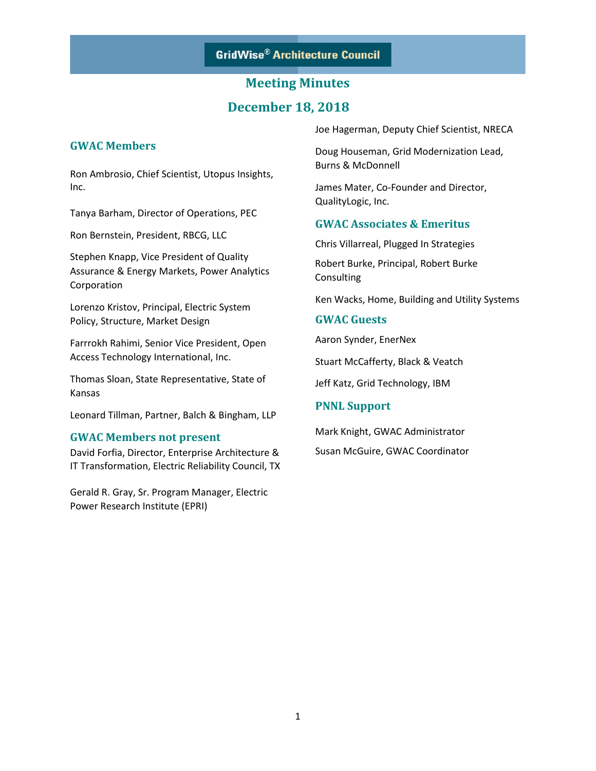GridWise® Architecture Council

# Meeting Minutes

# December 18, 2018

## GWAC Members

Ron Ambrosio, Chief Scientist, Utopus Insights, Inc.

Tanya Barham, Director of Operations, PEC

Ron Bernstein, President, RBCG, LLC

Stephen Knapp, Vice President of Quality Assurance & Energy Markets, Power Analytics Corporation

Lorenzo Kristov, Principal, Electric System Policy, Structure, Market Design

Farrrokh Rahimi, Senior Vice President, Open Access Technology International, Inc.

Thomas Sloan, State Representative, State of Kansas

Leonard Tillman, Partner, Balch & Bingham, LLP

Joe Hagerman, Deputy Chief Scientist, NRECA

Doug Houseman, Grid Modernization Lead, Burns & McDonnell

James Mater, Co-Founder and Director, QualityLogic, Inc.

## GWAC Members not present

David Forfia, Director, Enterprise Architecture & IT Transformation, Electric Reliability Council, TX

Gerald R. Gray, Sr. Program Manager, Electric Power Research Institute (EPRI)

## GWAC Associates & Emeritus

Chris Villarreal, Plugged In Strategies

Robert Burke, Principal, Robert Burke Consulting

Ken Wacks, Home, Building and Utility Systems

## GWAC Guests

Aaron Synder, EnerNex

Stuart McCafferty, Black & Veatch

Jeff Katz, Grid Technology, IBM

## PNNL Support

Mark Knight, GWAC Administrator

Susan McGuire, GWAC Coordinator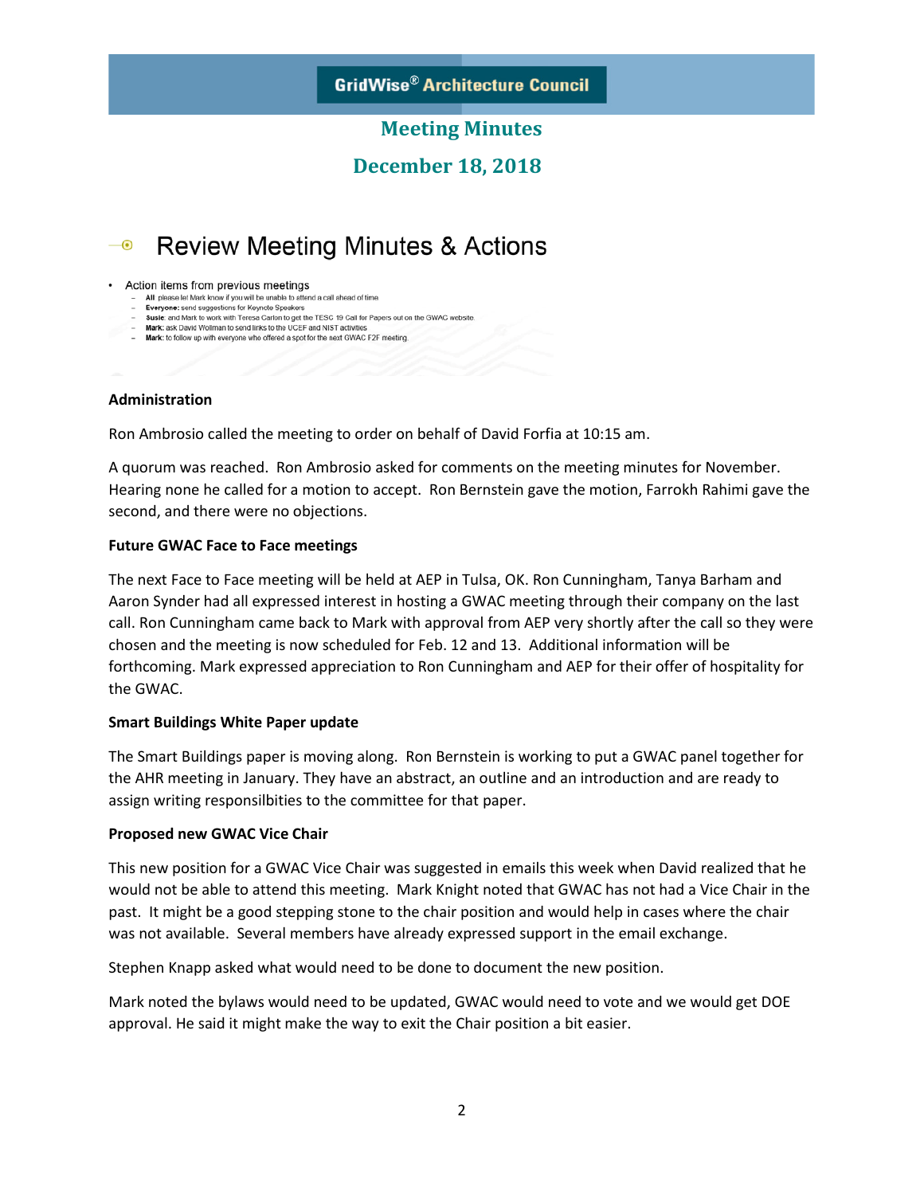# Meeting Minutes

## December 18, 2018

## Review Meeting Minutes & Actions

- Action items from previous meetings
  - **All**: please let Mark know if you will be unable to attend a call ahead of time
  - **Everyone**: send suggestions for Keynote Speakers
  - **Susie**: and Mark to work with Teresa Carlon to get the TESC 19 Call for Papers out on the GWAC website
  - **Mark**: ask David Wollman to send links to the UCEF and NIST activities
  - **Mark**: to follow up with everyone who offered a spot for the next GWAC F2F meeting

**Administration**

Ron Ambrosio called the meeting to order on behalf of David Forfia at 10:15 am.

A quorum was reached. Ron Ambrosio asked for comments on the meeting minutes for November. Hearing none he called for a motion to accept. Ron Bernstein gave the motion, Farrokh Rahimi gave the second, and there were no objections.

**Future GWAC Face to Face meetings**

The next Face to Face meeting will be held at AEP in Tulsa, OK. Ron Cunningham, Tanya Barham and Aaron Synder had all expressed interest in hosting a GWAC meeting through their company on the last call. Ron Cunningham came back to Mark with approval from AEP very shortly after the call so they were chosen and the meeting is now scheduled for Feb. 12 and 13. Additional information will be forthcoming. Mark expressed appreciation to Ron Cunningham and AEP for their offer of hospitality for the GWAC.

**Smart Buildings White Paper update**

The Smart Buildings paper is moving along. Ron Bernstein is working to put a GWAC panel together for the AHR meeting in January. They have an abstract, an outline and an introduction and are ready to assign writing responsilbities to the committee for that paper.

**Proposed new GWAC Vice Chair**

This new position for a GWAC Vice Chair was suggested in emails this week when David realized that he would not be able to attend this meeting. Mark Knight noted that GWAC has not had a Vice Chair in the past. It might be a good stepping stone to the chair position and would help in cases where the chair was not available. Several members have already expressed support in the email exchange.

Stephen Knapp asked what would need to be done to document the new position.

Mark noted the bylaws would need to be updated, GWAC would need to vote and we would get DOE approval. He said it might make the way to exit the Chair position a bit easier.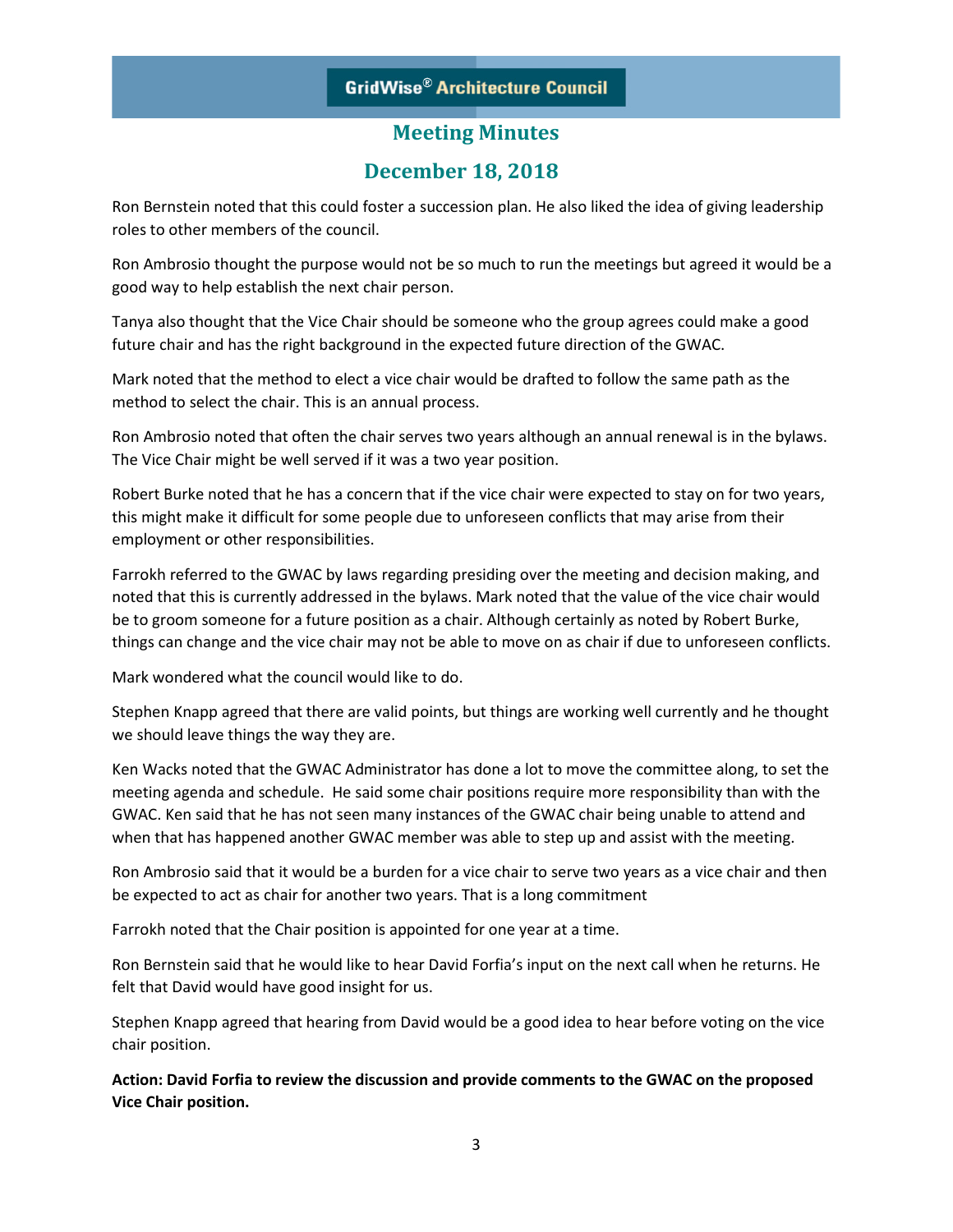Ron Bernstein noted that this could foster a succession plan. He also liked the idea of giving leadership roles to other members of the council.

Ron Ambrosio thought the purpose would not be so much to run the meetings but agreed it would be a good way to help establish the next chair person.

Tanya also thought that the Vice Chair should be someone who the group agrees could make a good future chair and has the right background in the expected future direction of the GWAC.

Mark noted that the method to elect a vice chair would be drafted to follow the same path as the method to select the chair. This is an annual process.

Ron Ambrosio noted that often the chair serves two years although an annual renewal is in the bylaws. The Vice Chair might be well served if it was a two year position.

Robert Burke noted that he has a concern that if the vice chair were expected to stay on for two years, this might make it difficult for some people due to unforeseen conflicts that may arise from their employment or other responsibilities.

Farrokh referred to the GWAC by laws regarding presiding over the meeting and decision making, and noted that this is currently addressed in the bylaws. Mark noted that the value of the vice chair would be to groom someone for a future position as a chair. Although certainly as noted by Robert Burke, things can change and the vice chair may not be able to move on as chair if due to unforeseen conflicts.

Mark wondered what the council would like to do.

Stephen Knapp agreed that there are valid points, but things are working well currently and he thought we should leave things the way they are.

Ken Wacks noted that the GWAC Administrator has done a lot to move the committee along, to set the meeting agenda and schedule. He said some chair positions require more responsibility than with the GWAC. Ken said that he has not seen many instances of the GWAC chair being unable to attend and when that has happened another GWAC member was able to step up and assist with the meeting.

Ron Ambrosio said that it would be a burden for a vice chair to serve two years as a vice chair and then be expected to act as chair for another two years. That is a long commitment

Farrokh noted that the Chair position is appointed for one year at a time.

Ron Bernstein said that he would like to hear David Forfia's input on the next call when he returns. He felt that David would have good insight for us.

Stephen Knapp agreed that hearing from David would be a good idea to hear before voting on the vice chair position.

**Action: David Forfia to review the discussion and provide comments to the GWAC on the proposed Vice Chair position.**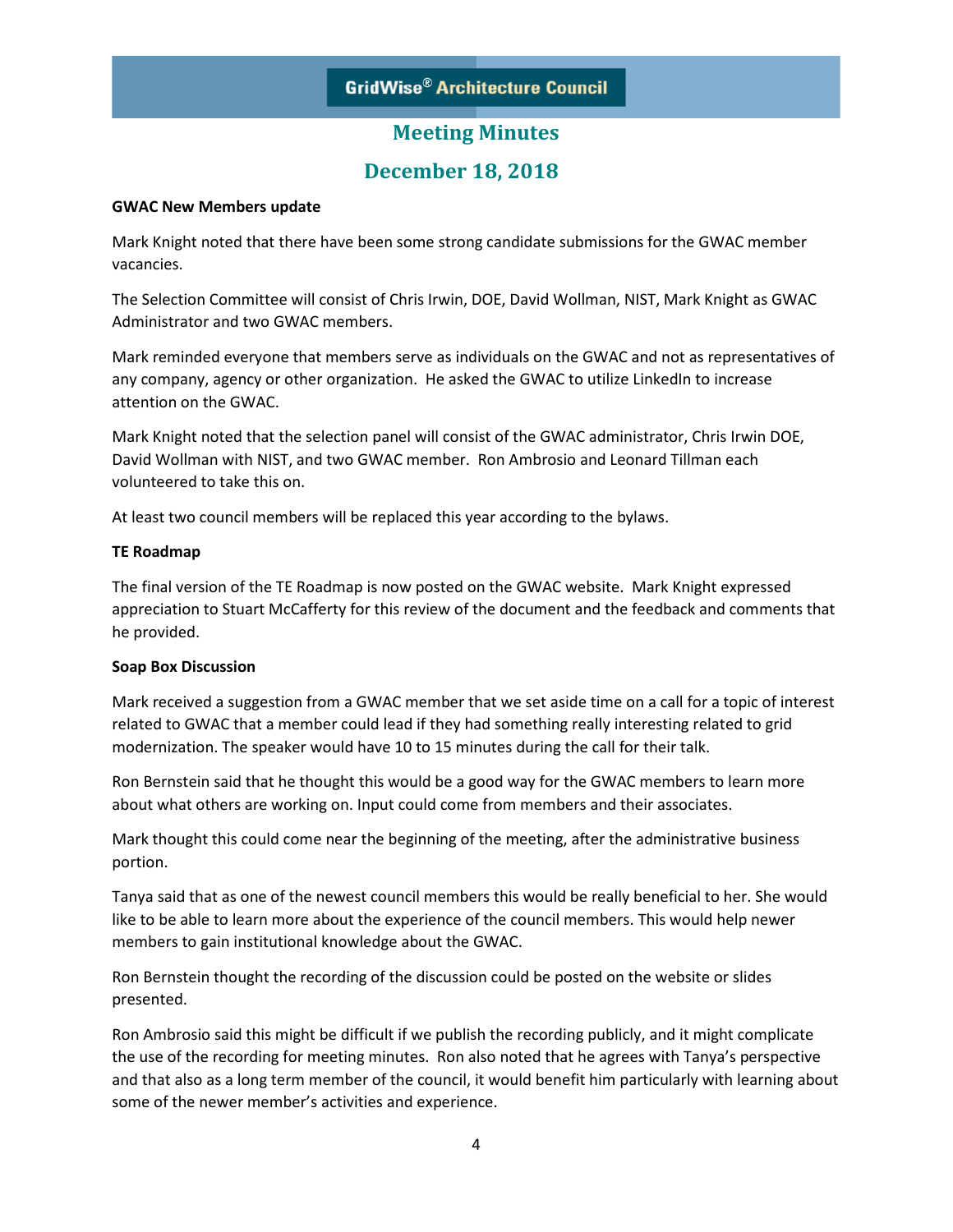# GridWise® Architecture Council

## Meeting Minutes

## December 18, 2018

**GWAC New Members update**

Mark Knight noted that there have been some strong candidate submissions for the GWAC member vacancies.

The Selection Committee will consist of Chris Irwin, DOE, David Wollman, NIST, Mark Knight as GWAC Administrator and two GWAC members.

Mark reminded everyone that members serve as individuals on the GWAC and not as representatives of any company, agency or other organization. He asked the GWAC to utilize LinkedIn to increase attention on the GWAC.

Mark Knight noted that the selection panel will consist of the GWAC administrator, Chris Irwin DOE, David Wollman with NIST, and two GWAC member. Ron Ambrosio and Leonard Tillman each volunteered to take this on.

At least two council members will be replaced this year according to the bylaws.

**TE Roadmap**

The final version of the TE Roadmap is now posted on the GWAC website. Mark Knight expressed appreciation to Stuart McCafferty for this review of the document and the feedback and comments that he provided.

**Soap Box Discussion**

Mark received a suggestion from a GWAC member that we set aside time on a call for a topic of interest related to GWAC that a member could lead if they had something really interesting related to grid modernization. The speaker would have 10 to 15 minutes during the call for their talk.

Ron Bernstein said that he thought this would be a good way for the GWAC members to learn more about what others are working on. Input could come from members and their associates.

Mark thought this could come near the beginning of the meeting, after the administrative business portion.

Tanya said that as one of the newest council members this would be really beneficial to her. She would like to be able to learn more about the experience of the council members. This would help newer members to gain institutional knowledge about the GWAC.

Ron Bernstein thought the recording of the discussion could be posted on the website or slides presented.

Ron Ambrosio said this might be difficult if we publish the recording publicly, and it might complicate the use of the recording for meeting minutes. Ron also noted that he agrees with Tanya's perspective and that also as a long term member of the council, it would benefit him particularly with learning about some of the newer member's activities and experience.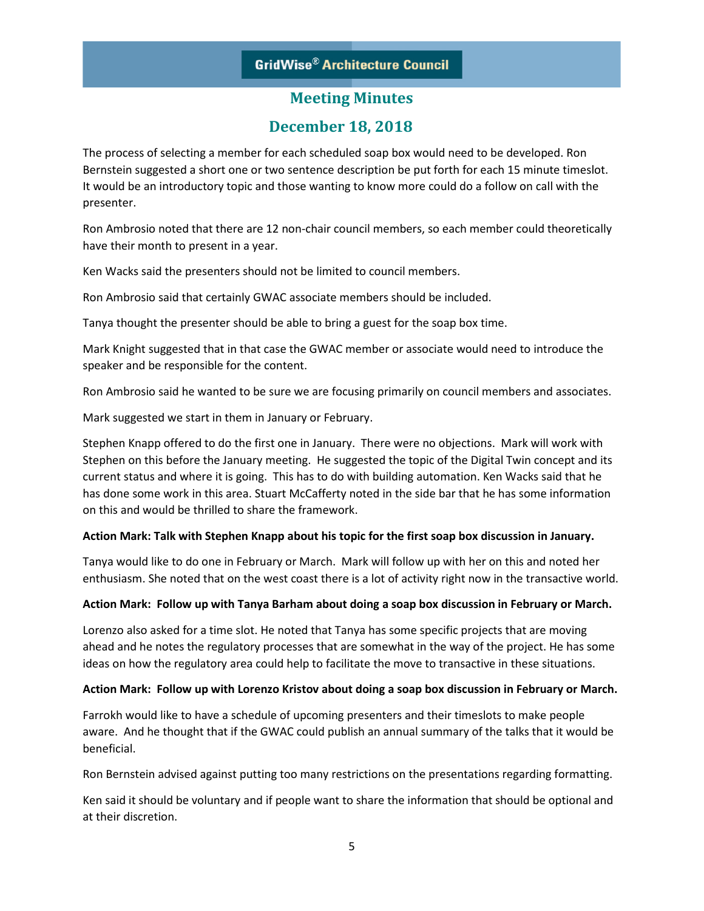The process of selecting a member for each scheduled soap box would need to be developed. Ron Bernstein suggested a short one or two sentence description be put forth for each 15 minute timeslot. It would be an introductory topic and those wanting to know more could do a follow on call with the presenter.

Ron Ambrosio noted that there are 12 non-chair council members, so each member could theoretically have their month to present in a year.

Ken Wacks said the presenters should not be limited to council members.

Ron Ambrosio said that certainly GWAC associate members should be included.

Tanya thought the presenter should be able to bring a guest for the soap box time.

Mark Knight suggested that in that case the GWAC member or associate would need to introduce the speaker and be responsible for the content.

Ron Ambrosio said he wanted to be sure we are focusing primarily on council members and associates.

Mark suggested we start in them in January or February.

Stephen Knapp offered to do the first one in January. There were no objections. Mark will work with Stephen on this before the January meeting. He suggested the topic of the Digital Twin concept and its current status and where it is going. This has to do with building automation. Ken Wacks said that he has done some work in this area. Stuart McCafferty noted in the side bar that he has some information on this and would be thrilled to share the framework.

**Action Mark: Talk with Stephen Knapp about his topic for the first soap box discussion in January.**

Tanya would like to do one in February or March. Mark will follow up with her on this and noted her enthusiasm. She noted that on the west coast there is a lot of activity right now in the transactive world.

**Action Mark: Follow up with Tanya Barham about doing a soap box discussion in February or March.**

Lorenzo also asked for a time slot. He noted that Tanya has some specific projects that are moving ahead and he notes the regulatory processes that are somewhat in the way of the project. He has some ideas on how the regulatory area could help to facilitate the move to transactive in these situations.

**Action Mark: Follow up with Lorenzo Kristov about doing a soap box discussion in February or March.**

Farrokh would like to have a schedule of upcoming presenters and their timeslots to make people aware. And he thought that if the GWAC could publish an annual summary of the talks that it would be beneficial.

Ron Bernstein advised against putting too many restrictions on the presentations regarding formatting.

Ken said it should be voluntary and if people want to share the information that should be optional and at their discretion.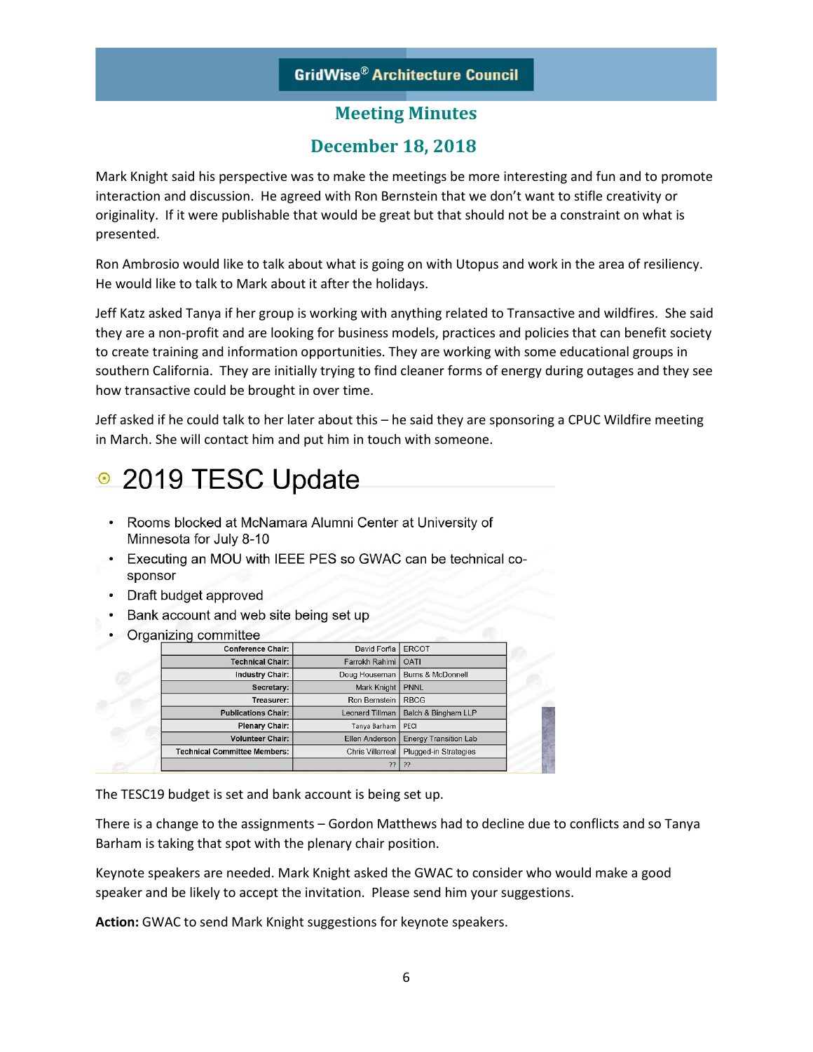Mark Knight said his perspective was to make the meetings be more interesting and fun and to promote interaction and discussion. He agreed with Ron Bernstein that we don't want to stifle creativity or originality. If it were publishable that would be great but that should not be a constraint on what is presented.

Ron Ambrosio would like to talk about what is going on with Utopus and work in the area of resiliency. He would like to talk to Mark about it after the holidays.

Jeff Katz asked Tanya if her group is working with anything related to Transactive and wildfires. She said they are a non-profit and are looking for business models, practices and policies that can benefit society to create training and information opportunities. They are working with some educational groups in southern California. They are initially trying to find cleaner forms of energy during outages and they see how transactive could be brought in over time.

Jeff asked if he could talk to her later about this – he said they are sponsoring a CPUC Wildfire meeting in March. She will contact him and put him in touch with someone.

## 2019 TESC Update

- Rooms blocked at McNamara Alumni Center at University of Minnesota for July 8-10
- Executing an MOU with IEEE PES so GWAC can be technical co-sponsor
- Draft budget approved
- Bank account and web site being set up
- Organizing committee

| Role | Name | Organization |
|---|---|---|
| Conference Chair: | David Forfia | ERCOT |
| Technical Chair: | Farrokh Rahimi | OATI |
| Industry Chair: | Doug Houseman | Burns & McDonnell |
| Secretary: | Mark Knight | PNNL |
| Treasurer: | Ron Bernstein | RBCG |
| Publications Chair: | Leonard Tillman | Balch & Bingham LLP |
| Plenary Chair: | Tanya Barham | PECI |
| Volunteer Chair: | Ellen Anderson | Energy Transition Lab |
| Technical Committee Members: | Chris Villarreal | Plugged-in Strategies |
| | ?? | ?? |

The TESC19 budget is set and bank account is being set up.

There is a change to the assignments – Gordon Matthews had to decline due to conflicts and so Tanya Barham is taking that spot with the plenary chair position.

Keynote speakers are needed. Mark Knight asked the GWAC to consider who would make a good speaker and be likely to accept the invitation. Please send him your suggestions.

**Action:** GWAC to send Mark Knight suggestions for keynote speakers.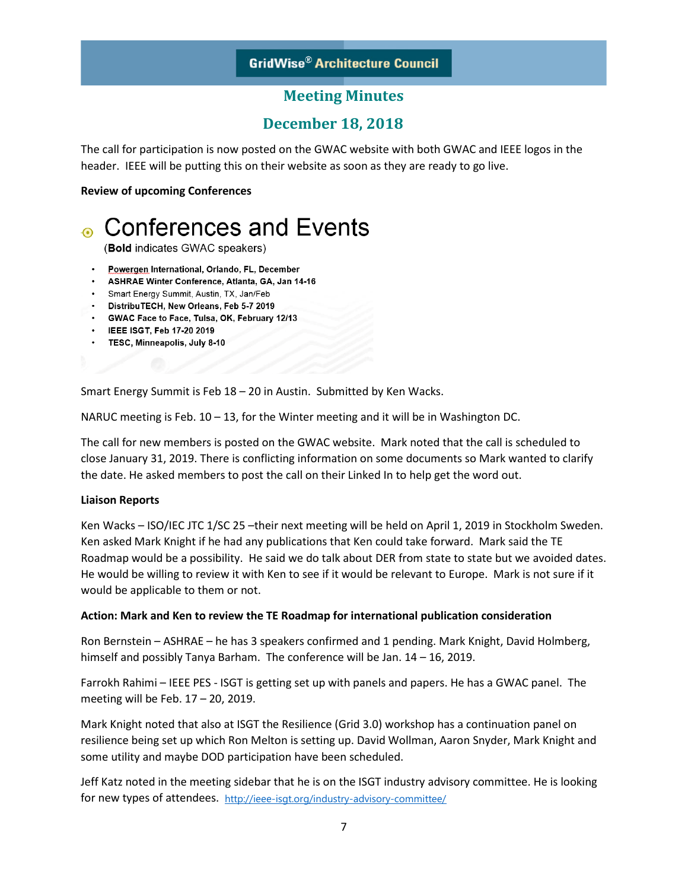**GridWise® Architecture Council**

# Meeting Minutes

## December 18, 2018

The call for participation is now posted on the GWAC website with both GWAC and IEEE logos in the header. IEEE will be putting this on their website as soon as they are ready to go live.

**Review of upcoming Conferences**

### Conferences and Events

(**Bold** indicates GWAC speakers)

- **Powergen International, Orlando, FL, December**
- **ASHRAE Winter Conference, Atlanta, GA, Jan 14-16**
- Smart Energy Summit, Austin, TX, Jan/Feb
- **DistribuTECH, New Orleans, Feb 5-7 2019**
- **GWAC Face to Face, Tulsa, OK, February 12/13**
- **IEEE ISGT, Feb 17-20 2019**
- **TESC, Minneapolis, July 8-10**

Smart Energy Summit is Feb 18 – 20 in Austin. Submitted by Ken Wacks.

NARUC meeting is Feb. 10 – 13, for the Winter meeting and it will be in Washington DC.

The call for new members is posted on the GWAC website. Mark noted that the call is scheduled to close January 31, 2019. There is conflicting information on some documents so Mark wanted to clarify the date. He asked members to post the call on their Linked In to help get the word out.

**Liaison Reports**

Ken Wacks – ISO/IEC JTC 1/SC 25 –their next meeting will be held on April 1, 2019 in Stockholm Sweden. Ken asked Mark Knight if he had any publications that Ken could take forward. Mark said the TE Roadmap would be a possibility. He said we do talk about DER from state to state but we avoided dates. He would be willing to review it with Ken to see if it would be relevant to Europe. Mark is not sure if it would be applicable to them or not.

**Action: Mark and Ken to review the TE Roadmap for international publication consideration**

Ron Bernstein – ASHRAE – he has 3 speakers confirmed and 1 pending. Mark Knight, David Holmberg, himself and possibly Tanya Barham. The conference will be Jan. 14 – 16, 2019.

Farrokh Rahimi – IEEE PES - ISGT is getting set up with panels and papers. He has a GWAC panel. The meeting will be Feb. 17 – 20, 2019.

Mark Knight noted that also at ISGT the Resilience (Grid 3.0) workshop has a continuation panel on resilience being set up which Ron Melton is setting up. David Wollman, Aaron Snyder, Mark Knight and some utility and maybe DOD participation have been scheduled.

Jeff Katz noted in the meeting sidebar that he is on the ISGT industry advisory committee. He is looking for new types of attendees. http://ieee-isgt.org/industry-advisory-committee/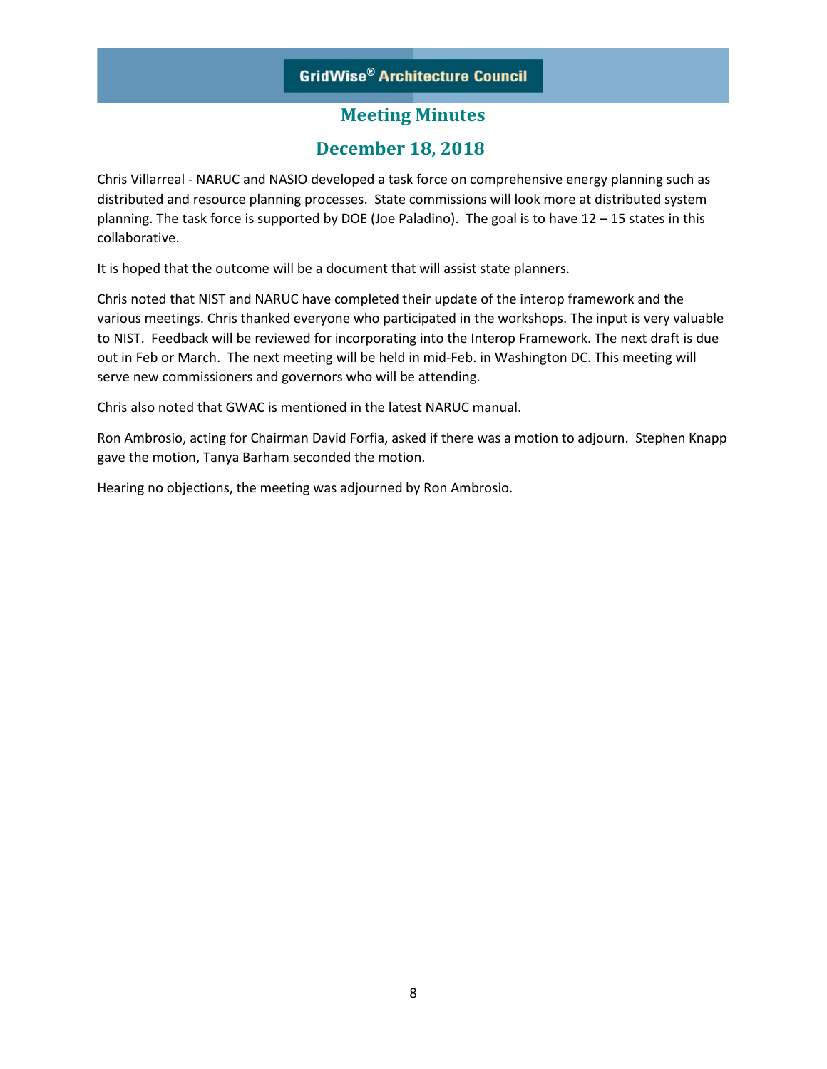# GridWise® Architecture Council

## Meeting Minutes

## December 18, 2018

Chris Villarreal - NARUC and NASIO developed a task force on comprehensive energy planning such as distributed and resource planning processes. State commissions will look more at distributed system planning. The task force is supported by DOE (Joe Paladino). The goal is to have 12 – 15 states in this collaborative.

It is hoped that the outcome will be a document that will assist state planners.

Chris noted that NIST and NARUC have completed their update of the interop framework and the various meetings. Chris thanked everyone who participated in the workshops. The input is very valuable to NIST. Feedback will be reviewed for incorporating into the Interop Framework. The next draft is due out in Feb or March. The next meeting will be held in mid-Feb. in Washington DC. This meeting will serve new commissioners and governors who will be attending.

Chris also noted that GWAC is mentioned in the latest NARUC manual.

Ron Ambrosio, acting for Chairman David Forfia, asked if there was a motion to adjourn. Stephen Knapp gave the motion, Tanya Barham seconded the motion.

Hearing no objections, the meeting was adjourned by Ron Ambrosio.